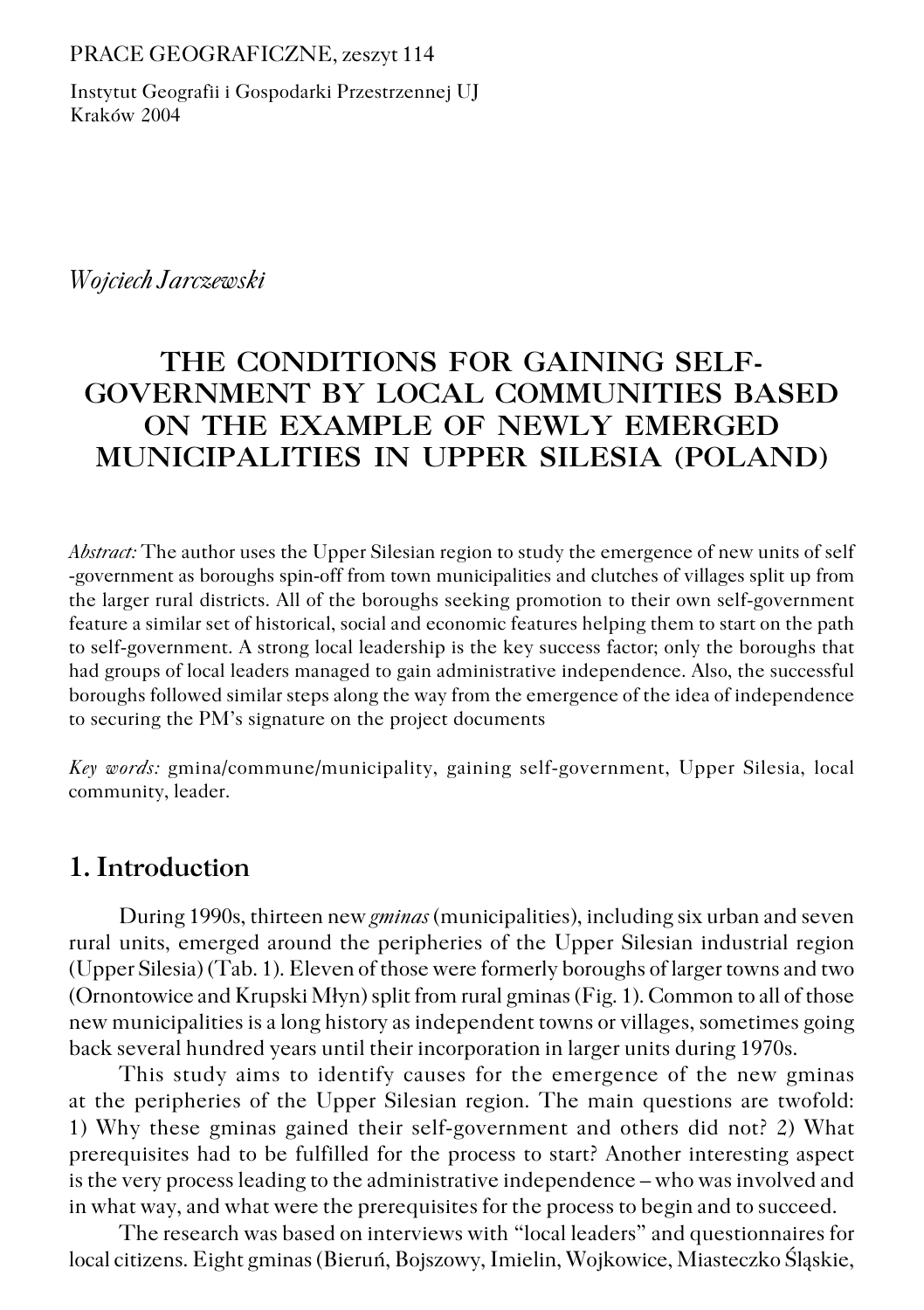PRACE GEOGRAFICZNE, zeszyt 114

Instytut Geografii i Gospodarki Przestrzennej UJ
Kraków 2004

*Wojciech Jarczewski*

# THE CONDITIONS FOR GAINING SELF-GOVERNMENT BY LOCAL COMMUNITIES BASED ON THE EXAMPLE OF NEWLY EMERGED MUNICIPALITIES IN UPPER SILESIA (POLAND)

*Abstract:* The author uses the Upper Silesian region to study the emergence of new units of self -government as boroughs spin-off from town municipalities and clutches of villages split up from the larger rural districts. All of the boroughs seeking promotion to their own self-government feature a similar set of historical, social and economic features helping them to start on the path to self-government. A strong local leadership is the key success factor; only the boroughs that had groups of local leaders managed to gain administrative independence. Also, the successful boroughs followed similar steps along the way from the emergence of the idea of independence to securing the PM's signature on the project documents

*Key words:* gmina/commune/municipality, gaining self-government, Upper Silesia, local community, leader.

## 1. Introduction

During 1990s, thirteen new *gminas* (municipalities), including six urban and seven rural units, emerged around the peripheries of the Upper Silesian industrial region (Upper Silesia) (Tab. 1). Eleven of those were formerly boroughs of larger towns and two (Ornontowice and Krupski Młyn) split from rural gminas (Fig. 1). Common to all of those new municipalities is a long history as independent towns or villages, sometimes going back several hundred years until their incorporation in larger units during 1970s.

This study aims to identify causes for the emergence of the new gminas at the peripheries of the Upper Silesian region. The main questions are twofold: 1) Why these gminas gained their self-government and others did not? 2) What prerequisites had to be fulfilled for the process to start? Another interesting aspect is the very process leading to the administrative independence – who was involved and in what way, and what were the prerequisites for the process to begin and to succeed.

The research was based on interviews with "local leaders" and questionnaires for local citizens. Eight gminas (Bieruń, Bojszowy, Imielin, Wojkowice, Miasteczko Śląskie,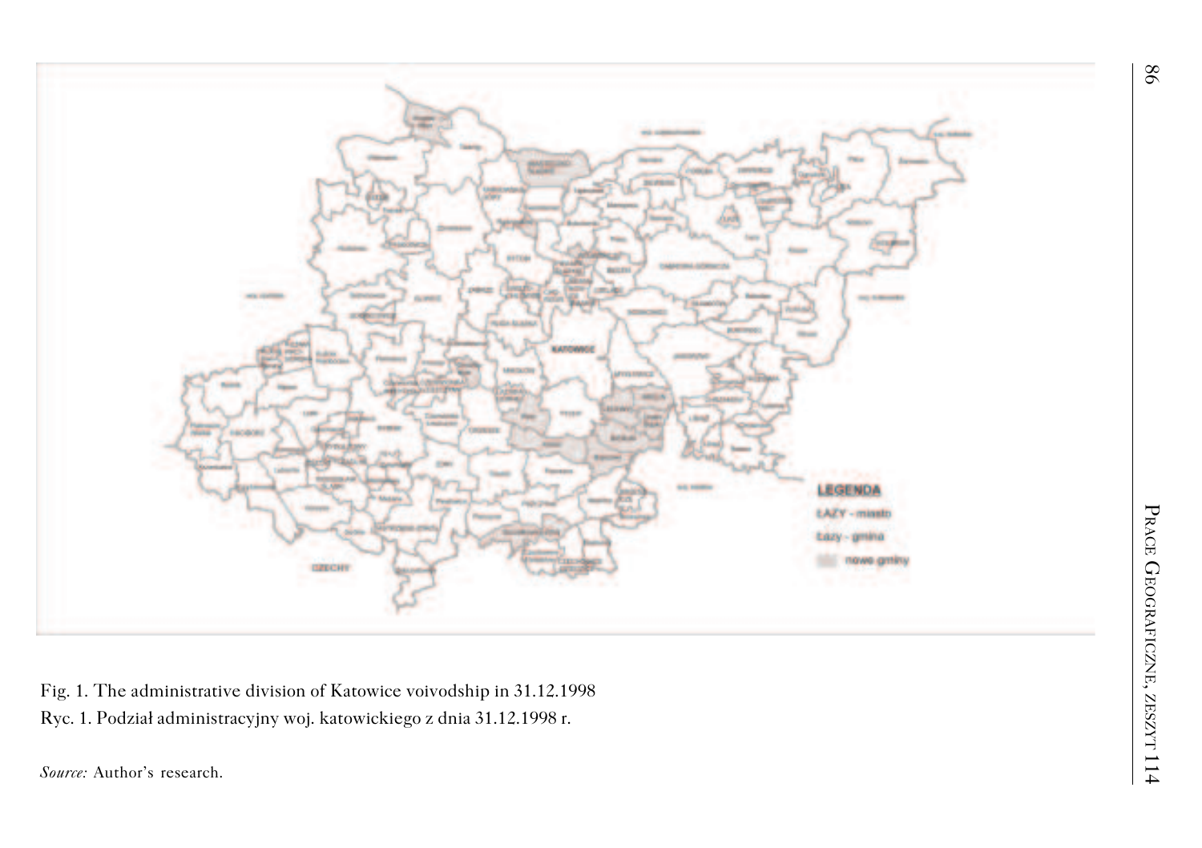Fig. 1. The administrative division of Katowice voivodship in 31.12.1998

Ryc. 1. Podział administracyjny woj. katowickiego z dnia 31.12.1998 r.

*Source:* Author's research.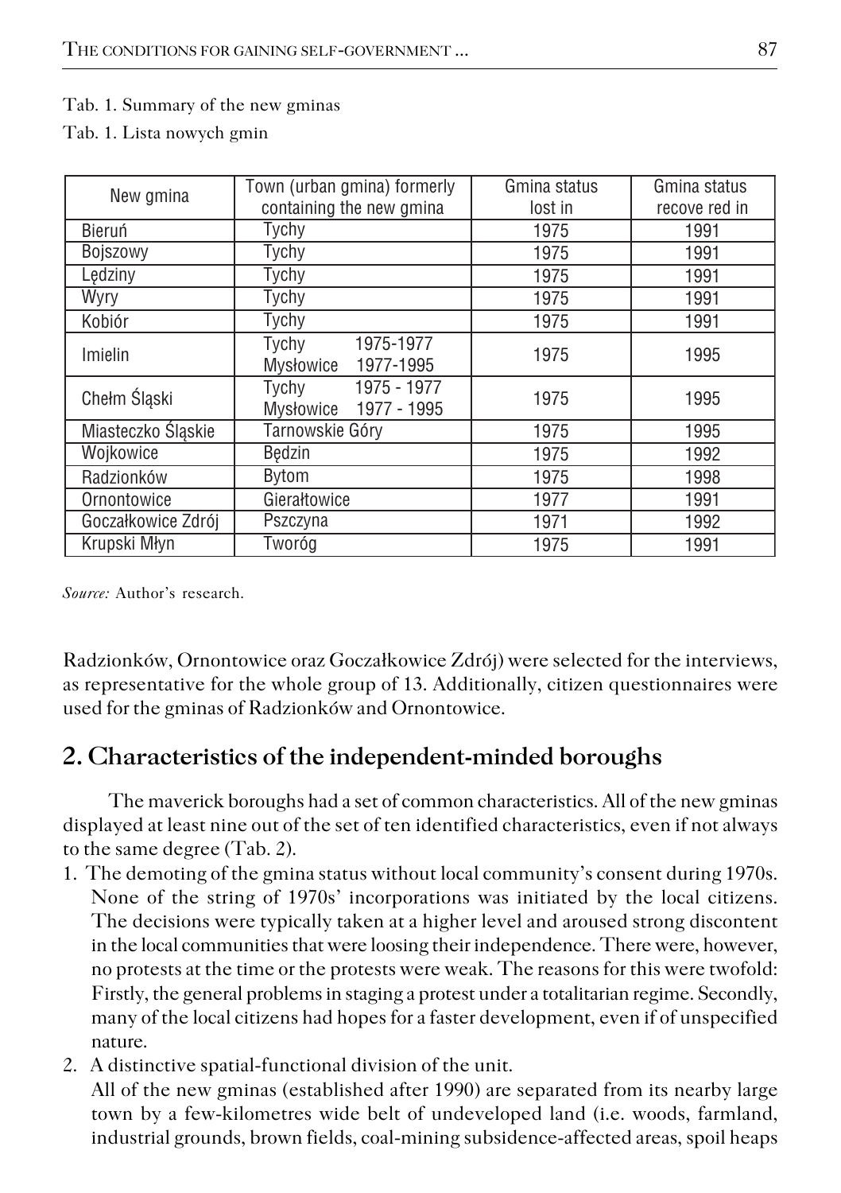Tab. 1. Summary of the new gminas

Tab. 1. Lista nowych gmin

| New gmina | Town (urban gmina) formerly containing the new gmina | Gmina status lost in | Gmina status recove red in |
|---|---|---|---|
| Bieruń | Tychy | 1975 | 1991 |
| Bojszowy | Tychy | 1975 | 1991 |
| Lędziny | Tychy | 1975 | 1991 |
| Wyry | Tychy | 1975 | 1991 |
| Kobiór | Tychy | 1975 | 1991 |
| Imielin | Tychy 1975-1977<br>Mysłowice 1977-1995 | 1975 | 1995 |
| Chełm Śląski | Tychy 1975 - 1977<br>Mysłowice 1977 - 1995 | 1975 | 1995 |
| Miasteczko Śląskie | Tarnowskie Góry | 1975 | 1995 |
| Wojkowice | Będzin | 1975 | 1992 |
| Radzionków | Bytom | 1975 | 1998 |
| Ornontowice | Gierałtowice | 1977 | 1991 |
| Goczałkowice Zdrój | Pszczyna | 1971 | 1992 |
| Krupski Młyn | Tworóg | 1975 | 1991 |

*Source:* Author's research.

Radzionków, Ornontowice oraz Goczałkowice Zdrój) were selected for the interviews, as representative for the whole group of 13. Additionally, citizen questionnaires were used for the gminas of Radzionków and Ornontowice.

## 2. Characteristics of the independent-minded boroughs

The maverick boroughs had a set of common characteristics. All of the new gminas displayed at least nine out of the set of ten identified characteristics, even if not always to the same degree (Tab. 2).

1. The demoting of the gmina status without local community's consent during 1970s. None of the string of 1970s' incorporations was initiated by the local citizens. The decisions were typically taken at a higher level and aroused strong discontent in the local communities that were loosing their independence. There were, however, no protests at the time or the protests were weak. The reasons for this were twofold: Firstly, the general problems in staging a protest under a totalitarian regime. Secondly, many of the local citizens had hopes for a faster development, even if of unspecified nature.
2. A distinctive spatial-functional division of the unit. All of the new gminas (established after 1990) are separated from its nearby large town by a few-kilometres wide belt of undeveloped land (i.e. woods, farmland, industrial grounds, brown fields, coal-mining subsidence-affected areas, spoil heaps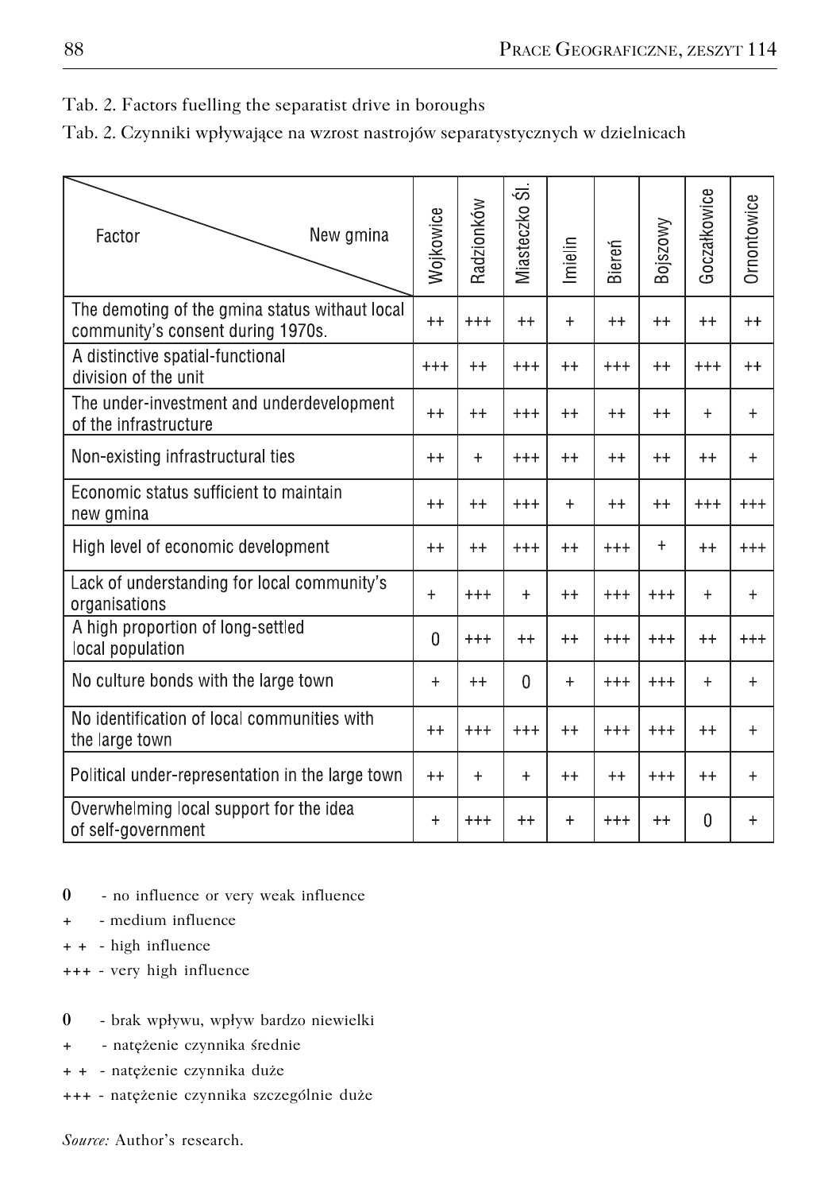Tab. 2. Factors fuelling the separatist drive in boroughs

Tab. 2. Czynniki wpływające na wzrost nastrojów separatystycznych w dzielnicach

| Factor / New gmina | Wojkowice | Radzionków | Miasteczko Śl. | Imielin | Bieruń | Bojszowy | Goczałkowice | Ornontowice |
|---|---|---|---|---|---|---|---|---|
| The demoting of the gmina status withaut local community's consent during 1970s. | ++ | +++ | ++ | + | ++ | ++ | ++ | ++ |
| A distinctive spatial-functional division of the unit | +++ | ++ | +++ | ++ | +++ | ++ | +++ | ++ |
| The under-investment and underdevelopment of the infrastructure | ++ | ++ | +++ | ++ | ++ | ++ | + | + |
| Non-existing infrastructural ties | ++ | + | +++ | ++ | ++ | ++ | ++ | + |
| Economic status sufficient to maintain new gmina | ++ | ++ | +++ | + | ++ | ++ | +++ | +++ |
| High level of economic development | ++ | ++ | +++ | ++ | +++ | + | ++ | +++ |
| Lack of understanding for local community's organisations | + | +++ | + | ++ | +++ | +++ | + | + |
| A high proportion of long-settled local population | 0 | +++ | ++ | ++ | +++ | +++ | ++ | +++ |
| No culture bonds with the large town | + | ++ | 0 | + | +++ | +++ | + | + |
| No identification of local communities with the large town | ++ | +++ | +++ | ++ | +++ | +++ | ++ | + |
| Political under-representation in the large town | ++ | + | + | ++ | ++ | +++ | ++ | + |
| Overwhelming local support for the idea of self-government | + | +++ | ++ | + | +++ | ++ | 0 | + |

**0** - no influence or very weak influence  
\+ - medium influence  
\+ + - high influence  
+++ - very high influence

**0** - brak wpływu, wpływ bardzo niewielki  
\+ - natężenie czynnika średnie  
\+ + - natężenie czynnika duże  
+++ - natężenie czynnika szczególnie duże

*Source:* Author's research.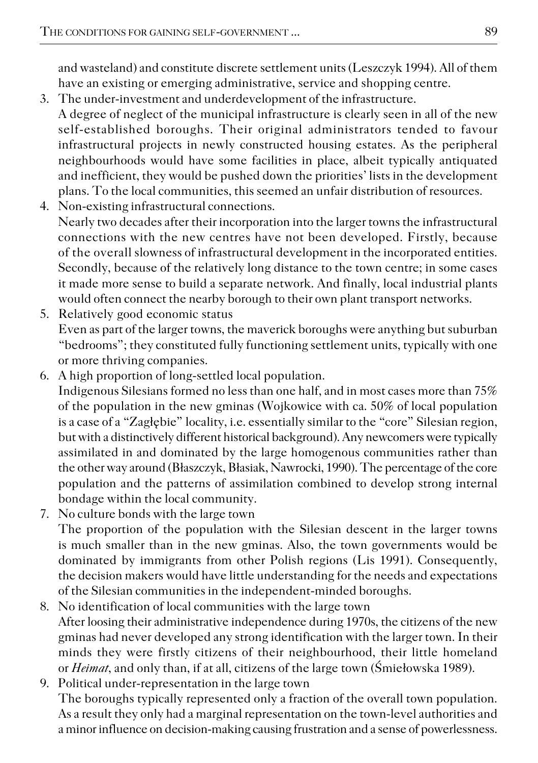and wasteland) and constitute discrete settlement units (Leszczyk 1994). All of them have an existing or emerging administrative, service and shopping centre.

3. The under-investment and underdevelopment of the infrastructure.
   A degree of neglect of the municipal infrastructure is clearly seen in all of the new self-established boroughs. Their original administrators tended to favour infrastructural projects in newly constructed housing estates. As the peripheral neighbourhoods would have some facilities in place, albeit typically antiquated and inefficient, they would be pushed down the priorities' lists in the development plans. To the local communities, this seemed an unfair distribution of resources.
4. Non-existing infrastructural connections.
   Nearly two decades after their incorporation into the larger towns the infrastructural connections with the new centres have not been developed. Firstly, because of the overall slowness of infrastructural development in the incorporated entities. Secondly, because of the relatively long distance to the town centre; in some cases it made more sense to build a separate network. And finally, local industrial plants would often connect the nearby borough to their own plant transport networks.
5. Relatively good economic status
   Even as part of the larger towns, the maverick boroughs were anything but suburban "bedrooms"; they constituted fully functioning settlement units, typically with one or more thriving companies.
6. A high proportion of long-settled local population.
   Indigenous Silesians formed no less than one half, and in most cases more than 75% of the population in the new gminas (Wojkowice with ca. 50% of local population is a case of a "Zagłębie" locality, i.e. essentially similar to the "core" Silesian region, but with a distinctively different historical background). Any newcomers were typically assimilated in and dominated by the large homogenous communities rather than the other way around (Błaszczyk, Błasiak, Nawrocki, 1990). The percentage of the core population and the patterns of assimilation combined to develop strong internal bondage within the local community.
7. No culture bonds with the large town
   The proportion of the population with the Silesian descent in the larger towns is much smaller than in the new gminas. Also, the town governments would be dominated by immigrants from other Polish regions (Lis 1991). Consequently, the decision makers would have little understanding for the needs and expectations of the Silesian communities in the independent-minded boroughs.
8. No identification of local communities with the large town
   After loosing their administrative independence during 1970s, the citizens of the new gminas had never developed any strong identification with the larger town. In their minds they were firstly citizens of their neighbourhood, their little homeland or *Heimat*, and only than, if at all, citizens of the large town (Śmiełowska 1989).
9. Political under-representation in the large town
   The boroughs typically represented only a fraction of the overall town population. As a result they only had a marginal representation on the town-level authorities and a minor influence on decision-making causing frustration and a sense of powerlessness.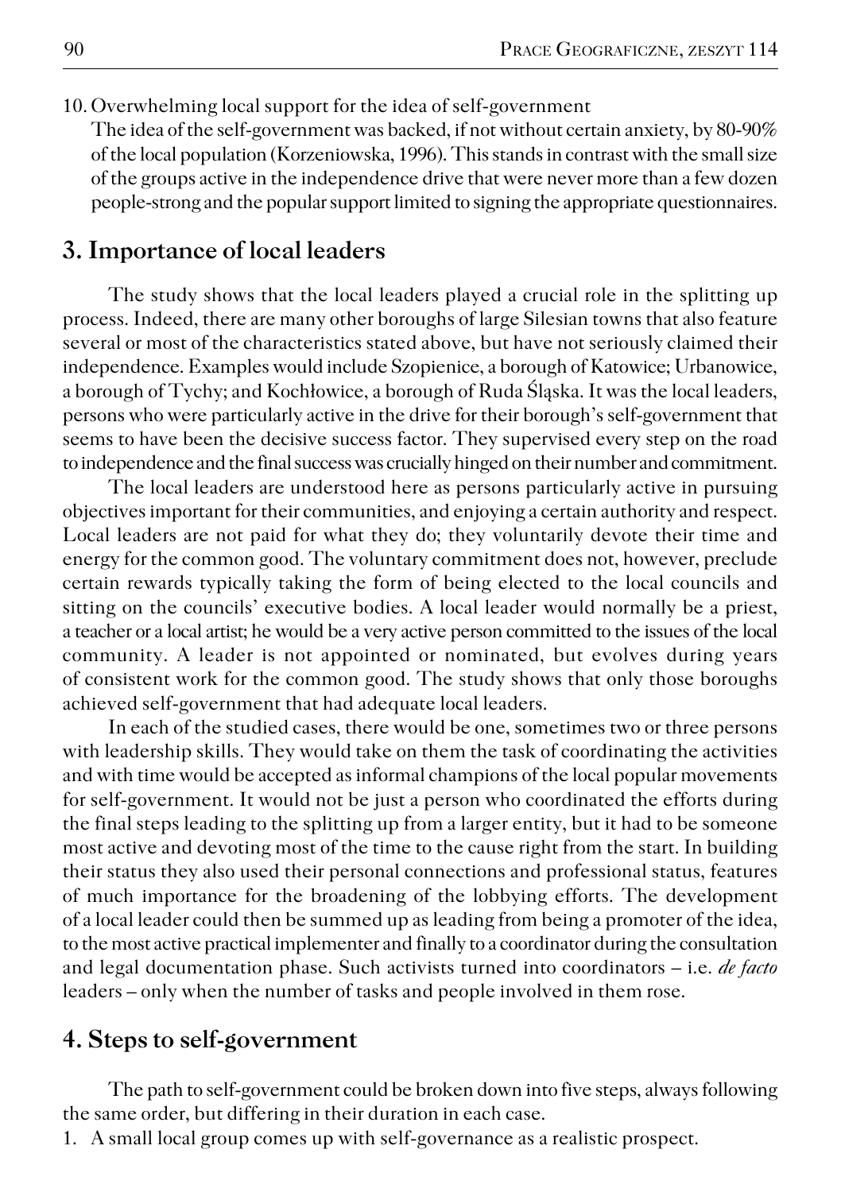10. Overwhelming local support for the idea of self-government

    The idea of the self-government was backed, if not without certain anxiety, by 80-90% of the local population (Korzeniowska, 1996). This stands in contrast with the small size of the groups active in the independence drive that were never more than a few dozen people-strong and the popular support limited to signing the appropriate questionnaires.

## 3. Importance of local leaders

The study shows that the local leaders played a crucial role in the splitting up process. Indeed, there are many other boroughs of large Silesian towns that also feature several or most of the characteristics stated above, but have not seriously claimed their independence. Examples would include Szopienice, a borough of Katowice; Urbanowice, a borough of Tychy; and Kochłowice, a borough of Ruda Śląska. It was the local leaders, persons who were particularly active in the drive for their borough's self-government that seems to have been the decisive success factor. They supervised every step on the road to independence and the final success was crucially hinged on their number and commitment.

The local leaders are understood here as persons particularly active in pursuing objectives important for their communities, and enjoying a certain authority and respect. Local leaders are not paid for what they do; they voluntarily devote their time and energy for the common good. The voluntary commitment does not, however, preclude certain rewards typically taking the form of being elected to the local councils and sitting on the councils' executive bodies. A local leader would normally be a priest, a teacher or a local artist; he would be a very active person committed to the issues of the local community. A leader is not appointed or nominated, but evolves during years of consistent work for the common good. The study shows that only those boroughs achieved self-government that had adequate local leaders.

In each of the studied cases, there would be one, sometimes two or three persons with leadership skills. They would take on them the task of coordinating the activities and with time would be accepted as informal champions of the local popular movements for self-government. It would not be just a person who coordinated the efforts during the final steps leading to the splitting up from a larger entity, but it had to be someone most active and devoting most of the time to the cause right from the start. In building their status they also used their personal connections and professional status, features of much importance for the broadening of the lobbying efforts. The development of a local leader could then be summed up as leading from being a promoter of the idea, to the most active practical implementer and finally to a coordinator during the consultation and legal documentation phase. Such activists turned into coordinators – i.e. *de facto* leaders – only when the number of tasks and people involved in them rose.

## 4. Steps to self-government

The path to self-government could be broken down into five steps, always following the same order, but differing in their duration in each case.

1. A small local group comes up with self-governance as a realistic prospect.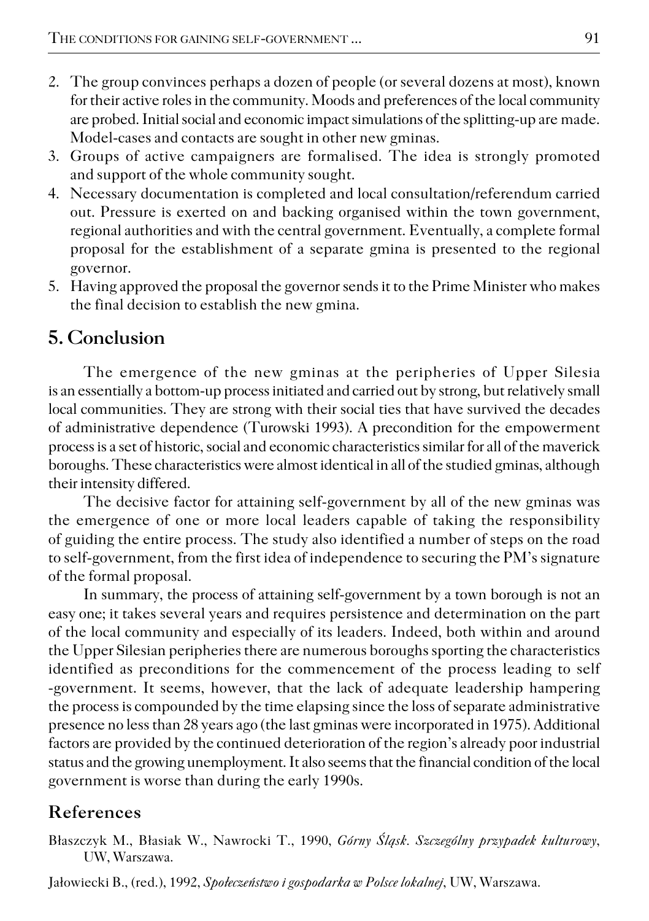2. The group convinces perhaps a dozen of people (or several dozens at most), known for their active roles in the community. Moods and preferences of the local community are probed. Initial social and economic impact simulations of the splitting-up are made. Model-cases and contacts are sought in other new gminas.
3. Groups of active campaigners are formalised. The idea is strongly promoted and support of the whole community sought.
4. Necessary documentation is completed and local consultation/referendum carried out. Pressure is exerted on and backing organised within the town government, regional authorities and with the central government. Eventually, a complete formal proposal for the establishment of a separate gmina is presented to the regional governor.
5. Having approved the proposal the governor sends it to the Prime Minister who makes the final decision to establish the new gmina.

## 5. Conclusion

The emergence of the new gminas at the peripheries of Upper Silesia is an essentially a bottom-up process initiated and carried out by strong, but relatively small local communities. They are strong with their social ties that have survived the decades of administrative dependence (Turowski 1993). A precondition for the empowerment process is a set of historic, social and economic characteristics similar for all of the maverick boroughs. These characteristics were almost identical in all of the studied gminas, although their intensity differed.

The decisive factor for attaining self-government by all of the new gminas was the emergence of one or more local leaders capable of taking the responsibility of guiding the entire process. The study also identified a number of steps on the road to self-government, from the first idea of independence to securing the PM's signature of the formal proposal.

In summary, the process of attaining self-government by a town borough is not an easy one; it takes several years and requires persistence and determination on the part of the local community and especially of its leaders. Indeed, both within and around the Upper Silesian peripheries there are numerous boroughs sporting the characteristics identified as preconditions for the commencement of the process leading to self -government. It seems, however, that the lack of adequate leadership hampering the process is compounded by the time elapsing since the loss of separate administrative presence no less than 28 years ago (the last gminas were incorporated in 1975). Additional factors are provided by the continued deterioration of the region's already poor industrial status and the growing unemployment. It also seems that the financial condition of the local government is worse than during the early 1990s.

## References

Błaszczyk M., Błasiak W., Nawrocki T., 1990, *Górny Śląsk. Szczególny przypadek kulturowy*, UW, Warszawa.

Jałowiecki B., (red.), 1992, *Społeczeństwo i gospodarka w Polsce lokalnej*, UW, Warszawa.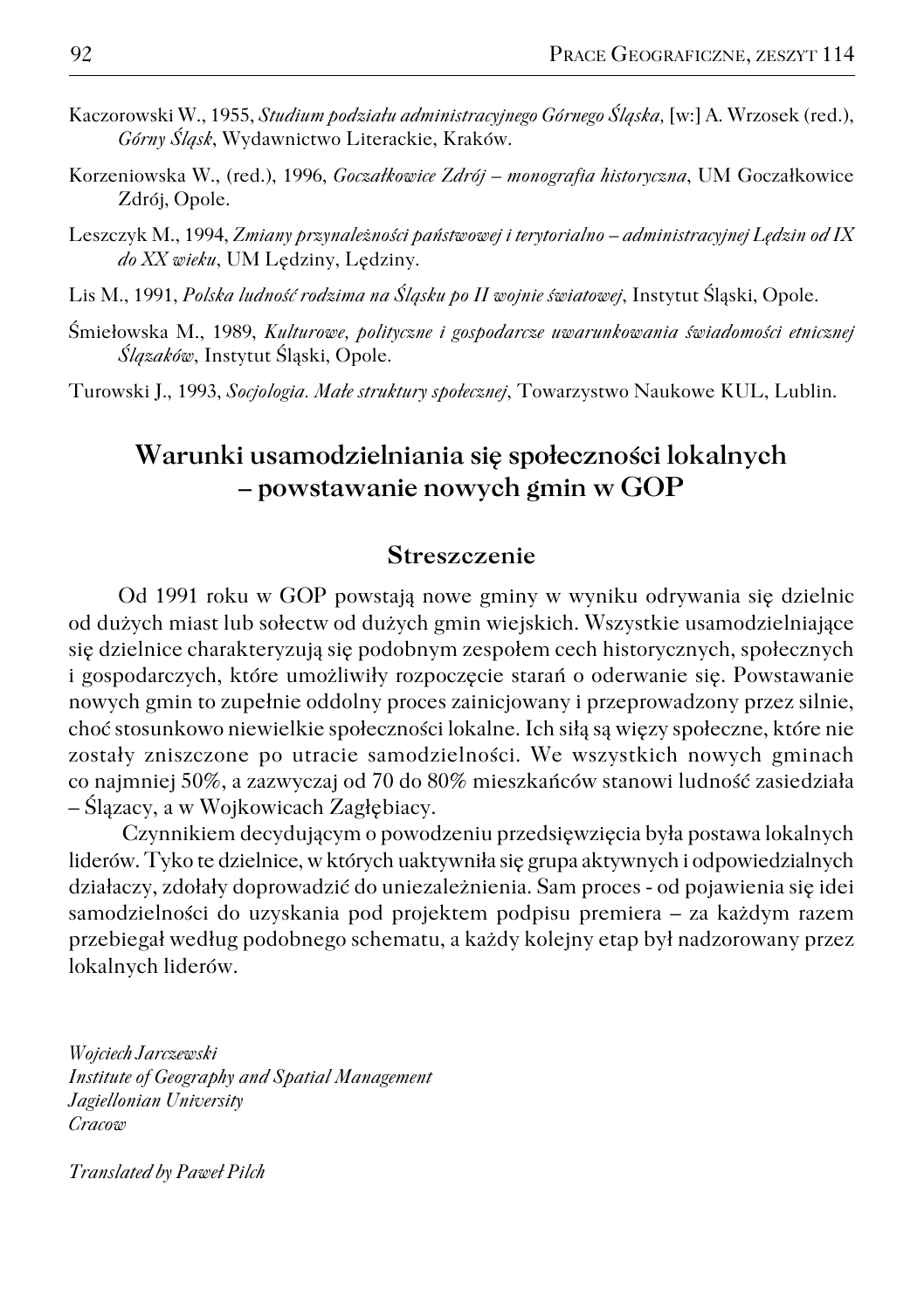Kaczorowski W., 1955, *Studium podziału administracyjnego Górnego Śląska,* [w:] A. Wrzosek (red.), *Górny Śląsk*, Wydawnictwo Literackie, Kraków.

Korzeniowska W., (red.), 1996, *Goczałkowice Zdrój – monografia historyczna*, UM Goczałkowice Zdrój, Opole.

Leszczyk M., 1994, *Zmiany przynależności państwowej i terytorialno – administracyjnej Lędzin od IX do XX wieku*, UM Lędziny, Lędziny.

Lis M., 1991, *Polska ludność rodzima na Śląsku po II wojnie światowej*, Instytut Śląski, Opole.

Śmiełowska M., 1989, *Kulturowe, polityczne i gospodarcze uwarunkowania świadomości etnicznej Ślązaków*, Instytut Śląski, Opole.

Turowski J., 1993, *Socjologia. Małe struktury społecznej*, Towarzystwo Naukowe KUL, Lublin.

## Warunki usamodzielniania się społeczności lokalnych – powstawanie nowych gmin w GOP

### Streszczenie

Od 1991 roku w GOP powstają nowe gminy w wyniku odrywania się dzielnic od dużych miast lub sołectw od dużych gmin wiejskich. Wszystkie usamodzielniające się dzielnice charakteryzują się podobnym zespołem cech historycznych, społecznych i gospodarczych, które umożliwiły rozpoczęcie starań o oderwanie się. Powstawanie nowych gmin to zupełnie oddolny proces zainicjowany i przeprowadzony przez silnie, choć stosunkowo niewielkie społeczności lokalne. Ich siłą są więzy społeczne, które nie zostały zniszczone po utracie samodzielności. We wszystkich nowych gminach co najmniej 50%, a zazwyczaj od 70 do 80% mieszkańców stanowi ludność zasiedziała – Ślązacy, a w Wojkowicach Zagłębiacy.

Czynnikiem decydującym o powodzeniu przedsięwzięcia była postawa lokalnych liderów. Tyko te dzielnice, w których uaktywniła się grupa aktywnych i odpowiedzialnych działaczy, zdołały doprowadzić do uniezależnienia. Sam proces - od pojawienia się idei samodzielności do uzyskania pod projektem podpisu premiera – za każdym razem przebiegał według podobnego schematu, a każdy kolejny etap był nadzorowany przez lokalnych liderów.

*Wojciech Jarczewski*
*Institute of Geography and Spatial Management*
*Jagiellonian University*
*Cracow*

*Translated by Paweł Pilch*